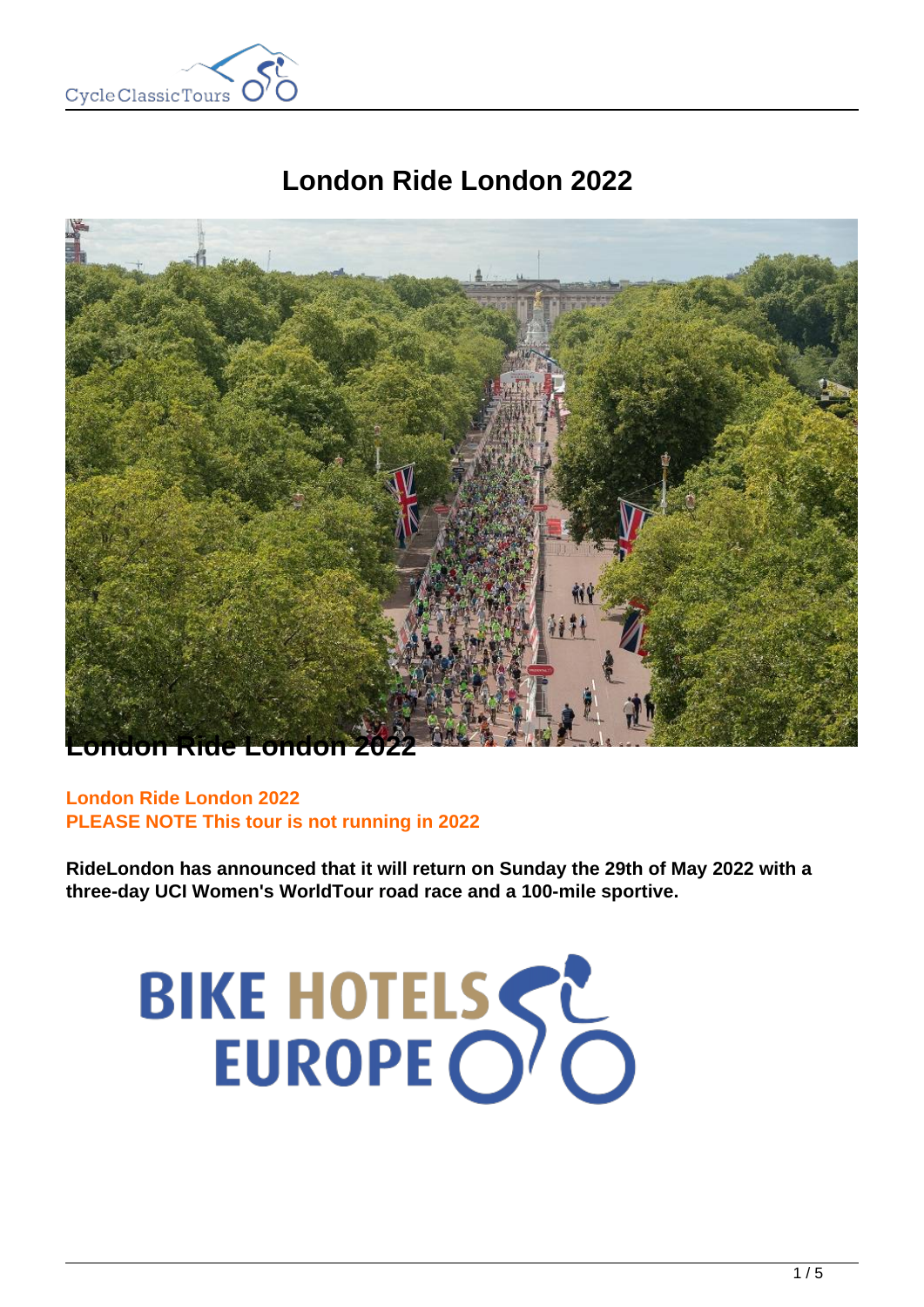# London Ride London 2022

**London Ride London 2022**

**London Ride London 2022**
**PLEASE NOTE This tour is not running in 2022**

**RideLondon has announced that it will return on Sunday the 29th of May 2022 with a three-day UCI Women's WorldTour road race and a 100-mile sportive.**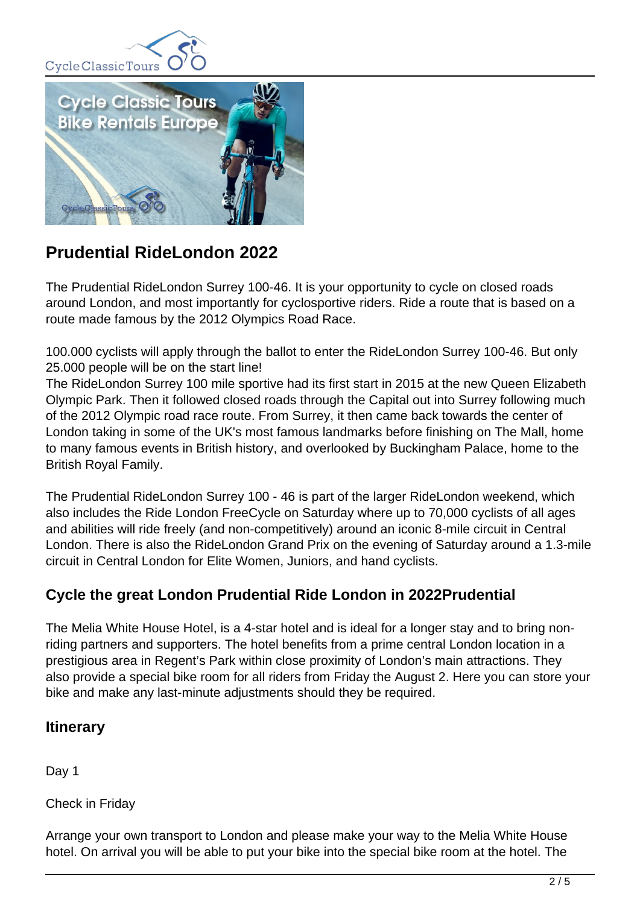## Prudential RideLondon 2022

The Prudential RideLondon Surrey 100-46. It is your opportunity to cycle on closed roads around London, and most importantly for cyclosportive riders. Ride a route that is based on a route made famous by the 2012 Olympics Road Race.

100.000 cyclists will apply through the ballot to enter the RideLondon Surrey 100-46. But only 25.000 people will be on the start line!
The RideLondon Surrey 100 mile sportive had its first start in 2015 at the new Queen Elizabeth Olympic Park. Then it followed closed roads through the Capital out into Surrey following much of the 2012 Olympic road race route. From Surrey, it then came back towards the center of London taking in some of the UK's most famous landmarks before finishing on The Mall, home to many famous events in British history, and overlooked by Buckingham Palace, home to the British Royal Family.

The Prudential RideLondon Surrey 100 - 46 is part of the larger RideLondon weekend, which also includes the Ride London FreeCycle on Saturday where up to 70,000 cyclists of all ages and abilities will ride freely (and non-competitively) around an iconic 8-mile circuit in Central London. There is also the RideLondon Grand Prix on the evening of Saturday around a 1.3-mile circuit in Central London for Elite Women, Juniors, and hand cyclists.

### Cycle the great London Prudential Ride London in 2022Prudential

The Melia White House Hotel, is a 4-star hotel and is ideal for a longer stay and to bring non-riding partners and supporters. The hotel benefits from a prime central London location in a prestigious area in Regent's Park within close proximity of London's main attractions. They also provide a special bike room for all riders from Friday the August 2. Here you can store your bike and make any last-minute adjustments should they be required.

### Itinerary

Day 1

Check in Friday

Arrange your own transport to London and please make your way to the Melia White House hotel. On arrival you will be able to put your bike into the special bike room at the hotel. The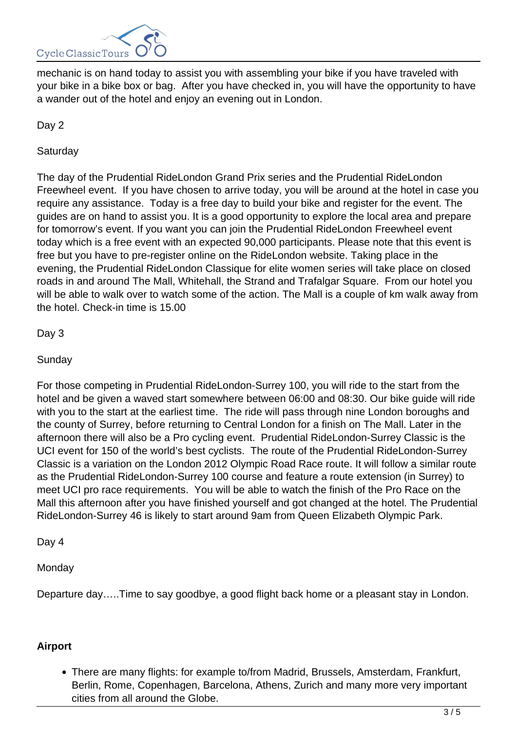mechanic is on hand today to assist you with assembling your bike if you have traveled with your bike in a bike box or bag. After you have checked in, you will have the opportunity to have a wander out of the hotel and enjoy an evening out in London.

Day 2

Saturday

The day of the Prudential RideLondon Grand Prix series and the Prudential RideLondon Freewheel event. If you have chosen to arrive today, you will be around at the hotel in case you require any assistance. Today is a free day to build your bike and register for the event. The guides are on hand to assist you. It is a good opportunity to explore the local area and prepare for tomorrow's event. If you want you can join the Prudential RideLondon Freewheel event today which is a free event with an expected 90,000 participants. Please note that this event is free but you have to pre-register online on the RideLondon website. Taking place in the evening, the Prudential RideLondon Classique for elite women series will take place on closed roads in and around The Mall, Whitehall, the Strand and Trafalgar Square. From our hotel you will be able to walk over to watch some of the action. The Mall is a couple of km walk away from the hotel. Check-in time is 15.00

Day 3

Sunday

For those competing in Prudential RideLondon-Surrey 100, you will ride to the start from the hotel and be given a waved start somewhere between 06:00 and 08:30. Our bike guide will ride with you to the start at the earliest time. The ride will pass through nine London boroughs and the county of Surrey, before returning to Central London for a finish on The Mall. Later in the afternoon there will also be a Pro cycling event. Prudential RideLondon-Surrey Classic is the UCI event for 150 of the world's best cyclists. The route of the Prudential RideLondon-Surrey Classic is a variation on the London 2012 Olympic Road Race route. It will follow a similar route as the Prudential RideLondon-Surrey 100 course and feature a route extension (in Surrey) to meet UCI pro race requirements. You will be able to watch the finish of the Pro Race on the Mall this afternoon after you have finished yourself and got changed at the hotel. The Prudential RideLondon-Surrey 46 is likely to start around 9am from Queen Elizabeth Olympic Park.

Day 4

Monday

Departure day…..Time to say goodbye, a good flight back home or a pleasant stay in London.

**Airport**

- There are many flights: for example to/from Madrid, Brussels, Amsterdam, Frankfurt, Berlin, Rome, Copenhagen, Barcelona, Athens, Zurich and many more very important cities from all around the Globe.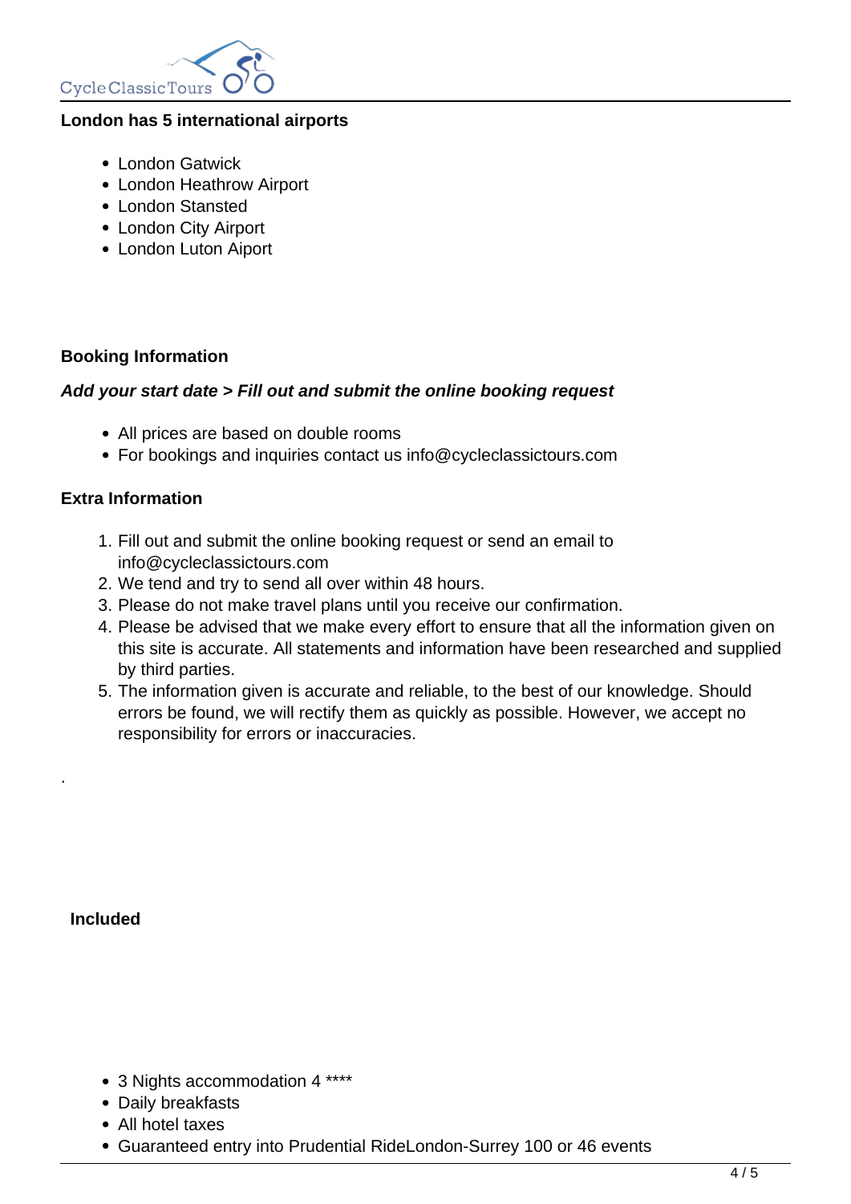**London has 5 international airports**

- London Gatwick
- London Heathrow Airport
- London Stansted
- London City Airport
- London Luton Aiport

**Booking Information**

***Add your start date > Fill out and submit the online booking request***

- All prices are based on double rooms
- For bookings and inquiries contact us info@cycleclassictours.com

**Extra Information**

1. Fill out and submit the online booking request or send an email to info@cycleclassictours.com
2. We tend and try to send all over within 48 hours.
3. Please do not make travel plans until you receive our confirmation.
4. Please be advised that we make every effort to ensure that all the information given on this site is accurate. All statements and information have been researched and supplied by third parties.
5. The information given is accurate and reliable, to the best of our knowledge. Should errors be found, we will rectify them as quickly as possible. However, we accept no responsibility for errors or inaccuracies.

.

**Included**

- 3 Nights accommodation 4 ****
- Daily breakfasts
- All hotel taxes
- Guaranteed entry into Prudential RideLondon-Surrey 100 or 46 events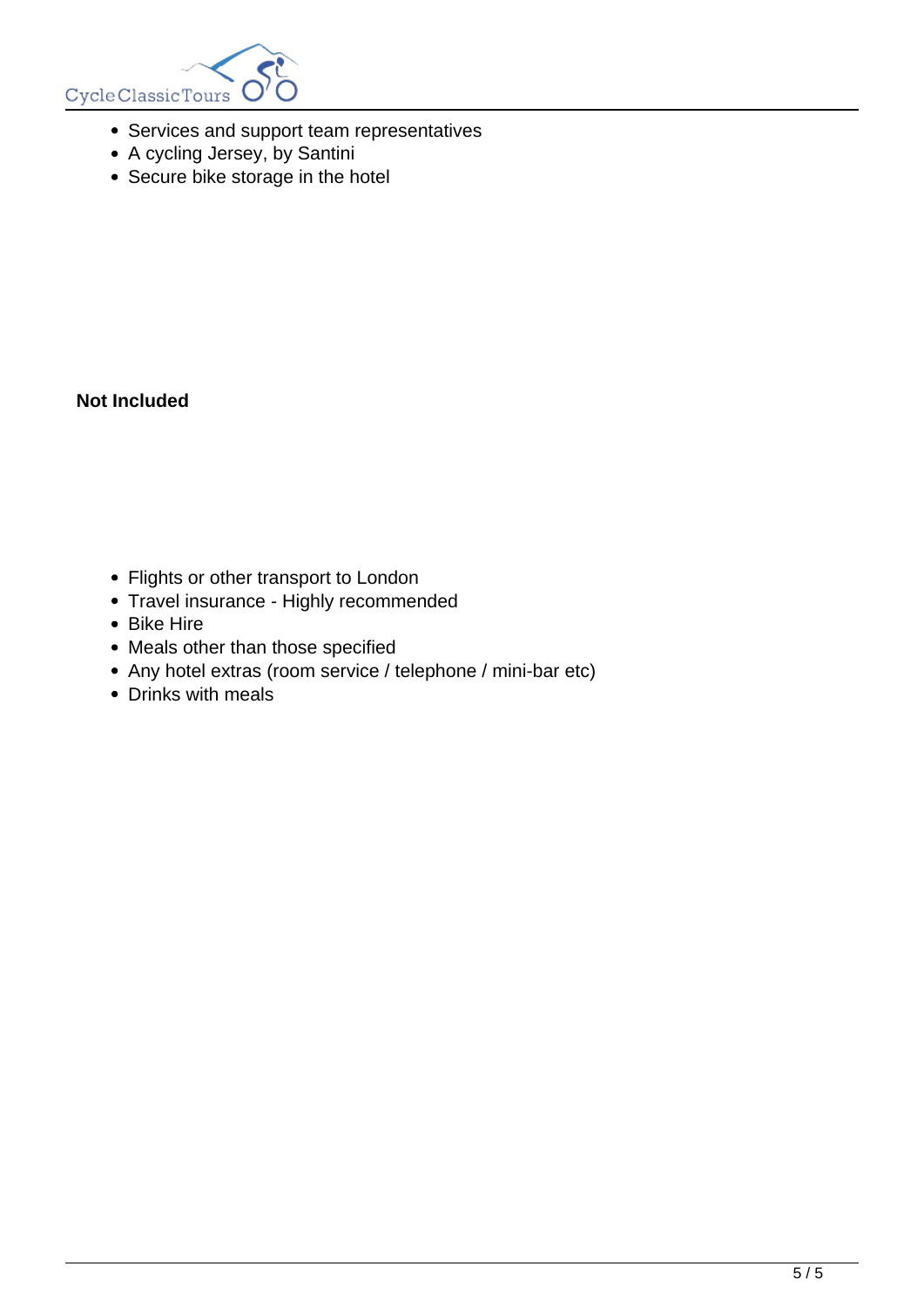- Services and support team representatives
- A cycling Jersey, by Santini
- Secure bike storage in the hotel

**Not Included**

- Flights or other transport to London
- Travel insurance - Highly recommended
- Bike Hire
- Meals other than those specified
- Any hotel extras (room service / telephone / mini-bar etc)
- Drinks with meals